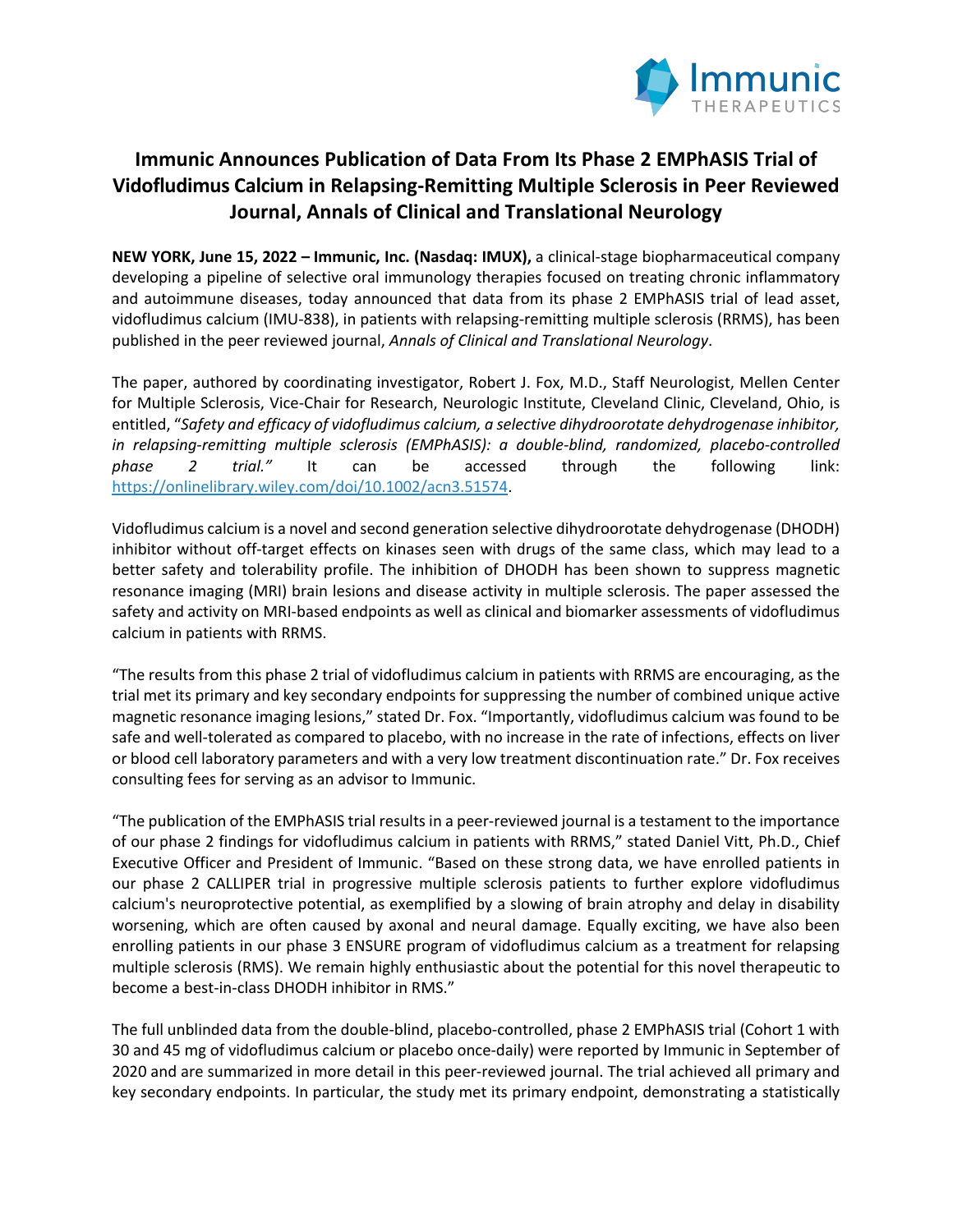# Immunic Announces Publication of Data From Its Phase 2 EMPhASIS Trial of Vidofludimus Calcium in Relapsing-Remitting Multiple Sclerosis in Peer Reviewed Journal, Annals of Clinical and Translational Neurology

**NEW YORK, June 15, 2022 – Immunic, Inc. (Nasdaq: IMUX),** a clinical-stage biopharmaceutical company developing a pipeline of selective oral immunology therapies focused on treating chronic inflammatory and autoimmune diseases, today announced that data from its phase 2 EMPhASIS trial of lead asset, vidofludimus calcium (IMU-838), in patients with relapsing-remitting multiple sclerosis (RRMS), has been published in the peer reviewed journal, *Annals of Clinical and Translational Neurology*.

The paper, authored by coordinating investigator, Robert J. Fox, M.D., Staff Neurologist, Mellen Center for Multiple Sclerosis, Vice-Chair for Research, Neurologic Institute, Cleveland Clinic, Cleveland, Ohio, is entitled, "*Safety and efficacy of vidofludimus calcium, a selective dihydroorotate dehydrogenase inhibitor, in relapsing-remitting multiple sclerosis (EMPhASIS): a double-blind, randomized, placebo-controlled phase 2 trial.*" It can be accessed through the following link: https://onlinelibrary.wiley.com/doi/10.1002/acn3.51574.

Vidofludimus calcium is a novel and second generation selective dihydroorotate dehydrogenase (DHODH) inhibitor without off-target effects on kinases seen with drugs of the same class, which may lead to a better safety and tolerability profile. The inhibition of DHODH has been shown to suppress magnetic resonance imaging (MRI) brain lesions and disease activity in multiple sclerosis. The paper assessed the safety and activity on MRI-based endpoints as well as clinical and biomarker assessments of vidofludimus calcium in patients with RRMS.

"The results from this phase 2 trial of vidofludimus calcium in patients with RRMS are encouraging, as the trial met its primary and key secondary endpoints for suppressing the number of combined unique active magnetic resonance imaging lesions," stated Dr. Fox. "Importantly, vidofludimus calcium was found to be safe and well-tolerated as compared to placebo, with no increase in the rate of infections, effects on liver or blood cell laboratory parameters and with a very low treatment discontinuation rate." Dr. Fox receives consulting fees for serving as an advisor to Immunic.

"The publication of the EMPhASIS trial results in a peer-reviewed journal is a testament to the importance of our phase 2 findings for vidofludimus calcium in patients with RRMS," stated Daniel Vitt, Ph.D., Chief Executive Officer and President of Immunic. "Based on these strong data, we have enrolled patients in our phase 2 CALLIPER trial in progressive multiple sclerosis patients to further explore vidofludimus calcium's neuroprotective potential, as exemplified by a slowing of brain atrophy and delay in disability worsening, which are often caused by axonal and neural damage. Equally exciting, we have also been enrolling patients in our phase 3 ENSURE program of vidofludimus calcium as a treatment for relapsing multiple sclerosis (RMS). We remain highly enthusiastic about the potential for this novel therapeutic to become a best-in-class DHODH inhibitor in RMS."

The full unblinded data from the double-blind, placebo-controlled, phase 2 EMPhASIS trial (Cohort 1 with 30 and 45 mg of vidofludimus calcium or placebo once-daily) were reported by Immunic in September of 2020 and are summarized in more detail in this peer-reviewed journal. The trial achieved all primary and key secondary endpoints. In particular, the study met its primary endpoint, demonstrating a statistically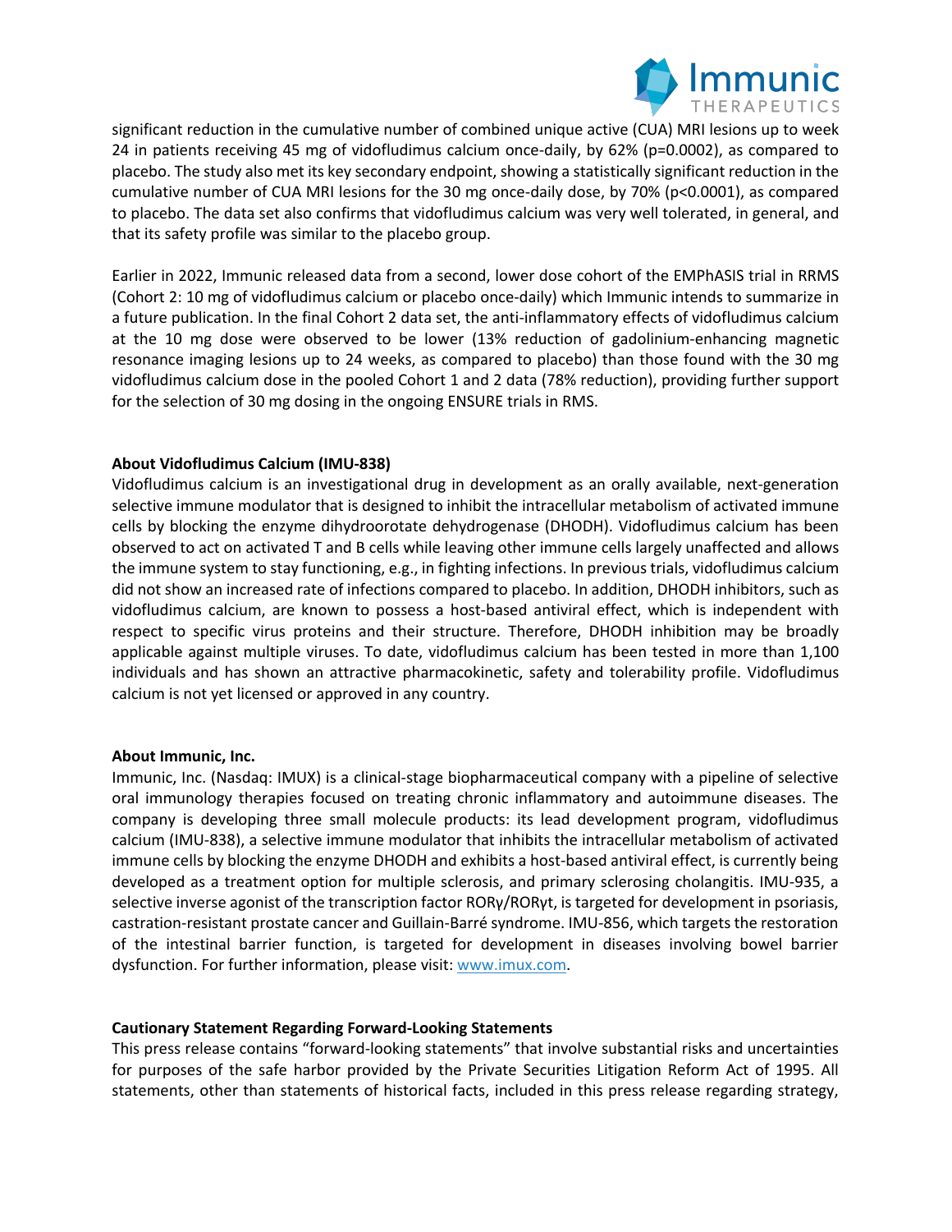significant reduction in the cumulative number of combined unique active (CUA) MRI lesions up to week 24 in patients receiving 45 mg of vidofludimus calcium once-daily, by 62% (p=0.0002), as compared to placebo. The study also met its key secondary endpoint, showing a statistically significant reduction in the cumulative number of CUA MRI lesions for the 30 mg once-daily dose, by 70% (p<0.0001), as compared to placebo. The data set also confirms that vidofludimus calcium was very well tolerated, in general, and that its safety profile was similar to the placebo group.

Earlier in 2022, Immunic released data from a second, lower dose cohort of the EMPhASIS trial in RRMS (Cohort 2: 10 mg of vidofludimus calcium or placebo once-daily) which Immunic intends to summarize in a future publication. In the final Cohort 2 data set, the anti-inflammatory effects of vidofludimus calcium at the 10 mg dose were observed to be lower (13% reduction of gadolinium-enhancing magnetic resonance imaging lesions up to 24 weeks, as compared to placebo) than those found with the 30 mg vidofludimus calcium dose in the pooled Cohort 1 and 2 data (78% reduction), providing further support for the selection of 30 mg dosing in the ongoing ENSURE trials in RMS.

**About Vidofludimus Calcium (IMU-838)**

Vidofludimus calcium is an investigational drug in development as an orally available, next-generation selective immune modulator that is designed to inhibit the intracellular metabolism of activated immune cells by blocking the enzyme dihydroorotate dehydrogenase (DHODH). Vidofludimus calcium has been observed to act on activated T and B cells while leaving other immune cells largely unaffected and allows the immune system to stay functioning, e.g., in fighting infections. In previous trials, vidofludimus calcium did not show an increased rate of infections compared to placebo. In addition, DHODH inhibitors, such as vidofludimus calcium, are known to possess a host-based antiviral effect, which is independent with respect to specific virus proteins and their structure. Therefore, DHODH inhibition may be broadly applicable against multiple viruses. To date, vidofludimus calcium has been tested in more than 1,100 individuals and has shown an attractive pharmacokinetic, safety and tolerability profile. Vidofludimus calcium is not yet licensed or approved in any country.

**About Immunic, Inc.**

Immunic, Inc. (Nasdaq: IMUX) is a clinical-stage biopharmaceutical company with a pipeline of selective oral immunology therapies focused on treating chronic inflammatory and autoimmune diseases. The company is developing three small molecule products: its lead development program, vidofludimus calcium (IMU-838), a selective immune modulator that inhibits the intracellular metabolism of activated immune cells by blocking the enzyme DHODH and exhibits a host-based antiviral effect, is currently being developed as a treatment option for multiple sclerosis, and primary sclerosing cholangitis. IMU-935, a selective inverse agonist of the transcription factor RORγ/RORγt, is targeted for development in psoriasis, castration-resistant prostate cancer and Guillain-Barré syndrome. IMU-856, which targets the restoration of the intestinal barrier function, is targeted for development in diseases involving bowel barrier dysfunction. For further information, please visit: www.imux.com.

**Cautionary Statement Regarding Forward-Looking Statements**

This press release contains "forward-looking statements" that involve substantial risks and uncertainties for purposes of the safe harbor provided by the Private Securities Litigation Reform Act of 1995. All statements, other than statements of historical facts, included in this press release regarding strategy,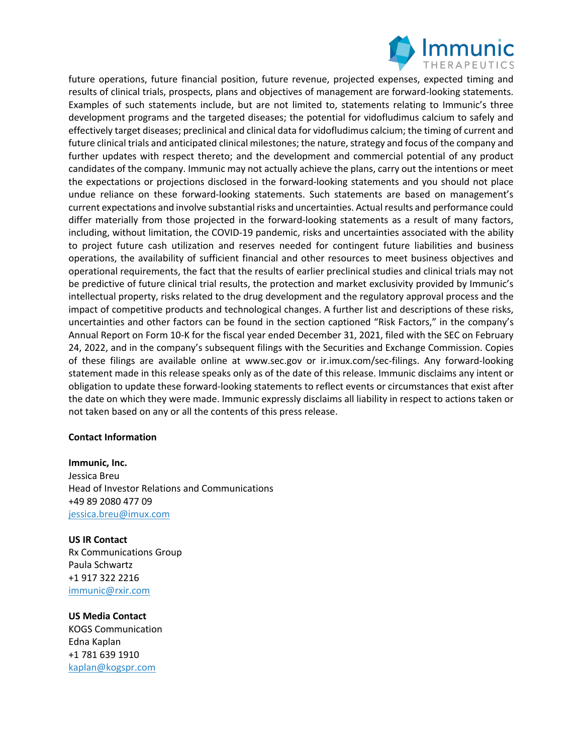future operations, future financial position, future revenue, projected expenses, expected timing and results of clinical trials, prospects, plans and objectives of management are forward-looking statements. Examples of such statements include, but are not limited to, statements relating to Immunic's three development programs and the targeted diseases; the potential for vidofludimus calcium to safely and effectively target diseases; preclinical and clinical data for vidofludimus calcium; the timing of current and future clinical trials and anticipated clinical milestones; the nature, strategy and focus of the company and further updates with respect thereto; and the development and commercial potential of any product candidates of the company. Immunic may not actually achieve the plans, carry out the intentions or meet the expectations or projections disclosed in the forward-looking statements and you should not place undue reliance on these forward-looking statements. Such statements are based on management's current expectations and involve substantial risks and uncertainties. Actual results and performance could differ materially from those projected in the forward-looking statements as a result of many factors, including, without limitation, the COVID-19 pandemic, risks and uncertainties associated with the ability to project future cash utilization and reserves needed for contingent future liabilities and business operations, the availability of sufficient financial and other resources to meet business objectives and operational requirements, the fact that the results of earlier preclinical studies and clinical trials may not be predictive of future clinical trial results, the protection and market exclusivity provided by Immunic's intellectual property, risks related to the drug development and the regulatory approval process and the impact of competitive products and technological changes. A further list and descriptions of these risks, uncertainties and other factors can be found in the section captioned "Risk Factors," in the company's Annual Report on Form 10-K for the fiscal year ended December 31, 2021, filed with the SEC on February 24, 2022, and in the company's subsequent filings with the Securities and Exchange Commission. Copies of these filings are available online at www.sec.gov or ir.imux.com/sec-filings. Any forward-looking statement made in this release speaks only as of the date of this release. Immunic disclaims any intent or obligation to update these forward-looking statements to reflect events or circumstances that exist after the date on which they were made. Immunic expressly disclaims all liability in respect to actions taken or not taken based on any or all the contents of this press release.

**Contact Information**

**Immunic, Inc.**
Jessica Breu
Head of Investor Relations and Communications
+49 89 2080 477 09
jessica.breu@imux.com

**US IR Contact**
Rx Communications Group
Paula Schwartz
+1 917 322 2216
immunic@rxir.com

**US Media Contact**
KOGS Communication
Edna Kaplan
+1 781 639 1910
kaplan@kogspr.com